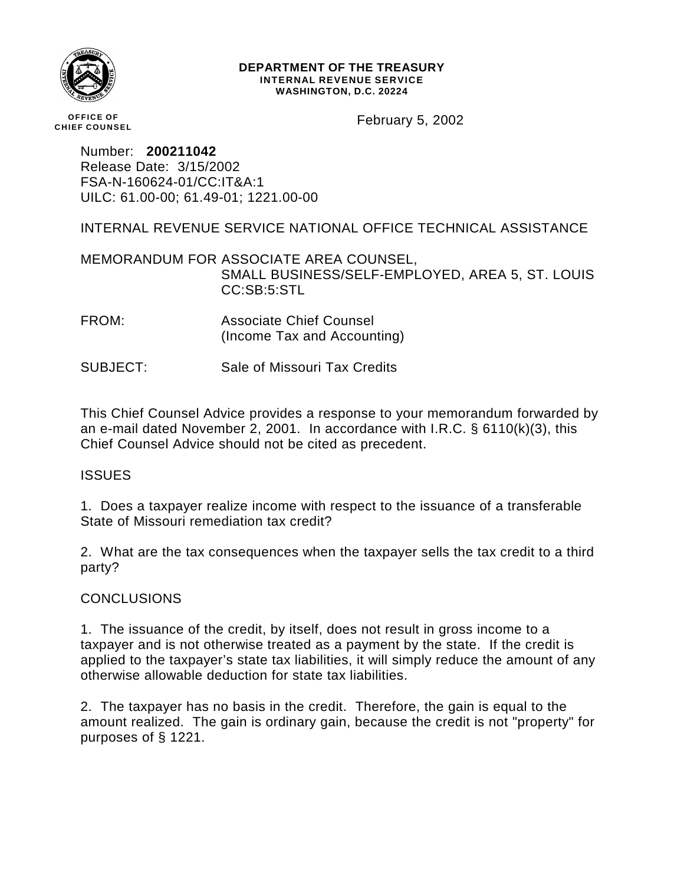**DEPARTMENT OF THE TREASURY**
**INTERNAL REVENUE SERVICE**
**WASHINGTON, D.C. 20224**

**OFFICE OF CHIEF COUNSEL**

February 5, 2002

Number: **200211042**
Release Date: 3/15/2002
FSA-N-160624-01/CC:IT&A:1
UILC: 61.00-00; 61.49-01; 1221.00-00

INTERNAL REVENUE SERVICE NATIONAL OFFICE TECHNICAL ASSISTANCE

MEMORANDUM FOR ASSOCIATE AREA COUNSEL,
SMALL BUSINESS/SELF-EMPLOYED, AREA 5, ST. LOUIS
CC:SB:5:STL

FROM: Associate Chief Counsel
(Income Tax and Accounting)

SUBJECT: Sale of Missouri Tax Credits

This Chief Counsel Advice provides a response to your memorandum forwarded by an e-mail dated November 2, 2001. In accordance with I.R.C. § 6110(k)(3), this Chief Counsel Advice should not be cited as precedent.

## ISSUES

1. Does a taxpayer realize income with respect to the issuance of a transferable State of Missouri remediation tax credit?

2. What are the tax consequences when the taxpayer sells the tax credit to a third party?

## CONCLUSIONS

1. The issuance of the credit, by itself, does not result in gross income to a taxpayer and is not otherwise treated as a payment by the state. If the credit is applied to the taxpayer's state tax liabilities, it will simply reduce the amount of any otherwise allowable deduction for state tax liabilities.

2. The taxpayer has no basis in the credit. Therefore, the gain is equal to the amount realized. The gain is ordinary gain, because the credit is not "property" for purposes of § 1221.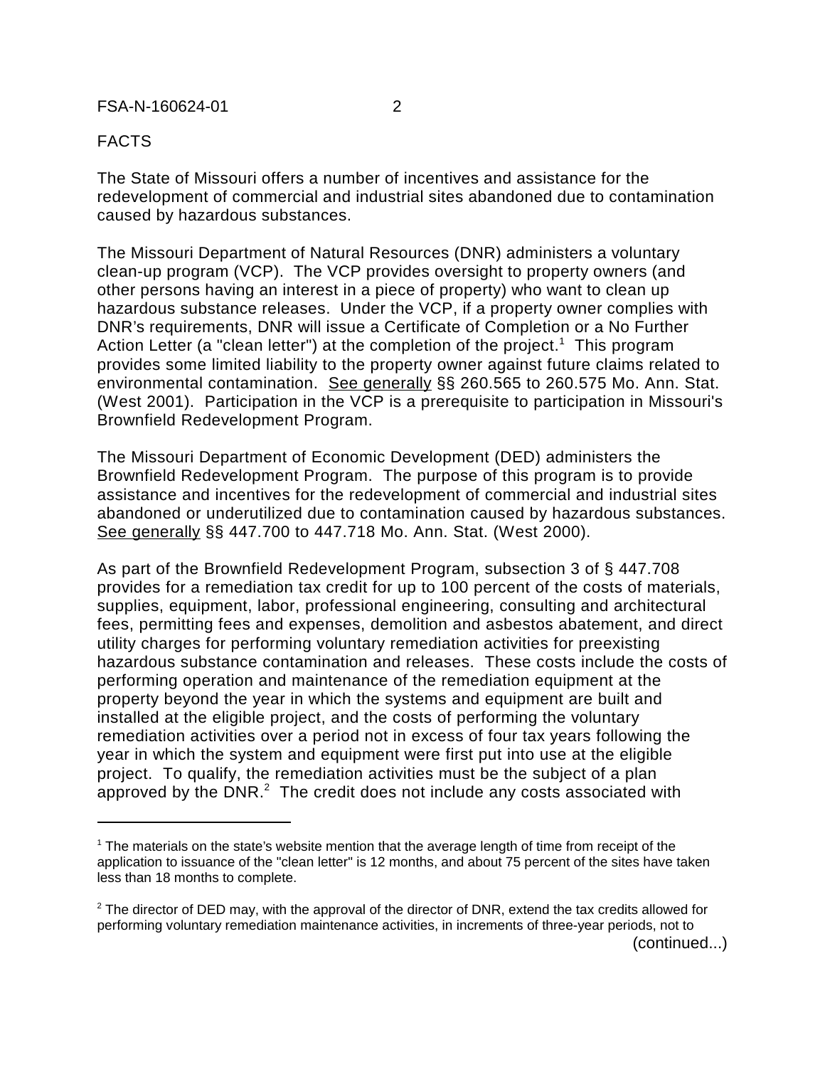FACTS

The State of Missouri offers a number of incentives and assistance for the redevelopment of commercial and industrial sites abandoned due to contamination caused by hazardous substances.

The Missouri Department of Natural Resources (DNR) administers a voluntary clean-up program (VCP). The VCP provides oversight to property owners (and other persons having an interest in a piece of property) who want to clean up hazardous substance releases. Under the VCP, if a property owner complies with DNR's requirements, DNR will issue a Certificate of Completion or a No Further Action Letter (a "clean letter") at the completion of the project.[1] This program provides some limited liability to the property owner against future claims related to environmental contamination. See generally §§ 260.565 to 260.575 Mo. Ann. Stat. (West 2001). Participation in the VCP is a prerequisite to participation in Missouri's Brownfield Redevelopment Program.

The Missouri Department of Economic Development (DED) administers the Brownfield Redevelopment Program. The purpose of this program is to provide assistance and incentives for the redevelopment of commercial and industrial sites abandoned or underutilized due to contamination caused by hazardous substances. See generally §§ 447.700 to 447.718 Mo. Ann. Stat. (West 2000).

As part of the Brownfield Redevelopment Program, subsection 3 of § 447.708 provides for a remediation tax credit for up to 100 percent of the costs of materials, supplies, equipment, labor, professional engineering, consulting and architectural fees, permitting fees and expenses, demolition and asbestos abatement, and direct utility charges for performing voluntary remediation activities for preexisting hazardous substance contamination and releases. These costs include the costs of performing operation and maintenance of the remediation equipment at the property beyond the year in which the systems and equipment are built and installed at the eligible project, and the costs of performing the voluntary remediation activities over a period not in excess of four tax years following the year in which the system and equipment were first put into use at the eligible project. To qualify, the remediation activities must be the subject of a plan approved by the DNR.[2] The credit does not include any costs associated with

[1] The materials on the state's website mention that the average length of time from receipt of the application to issuance of the "clean letter" is 12 months, and about 75 percent of the sites have taken less than 18 months to complete.

[2] The director of DED may, with the approval of the director of DNR, extend the tax credits allowed for performing voluntary remediation maintenance activities, in increments of three-year periods, not to (continued...)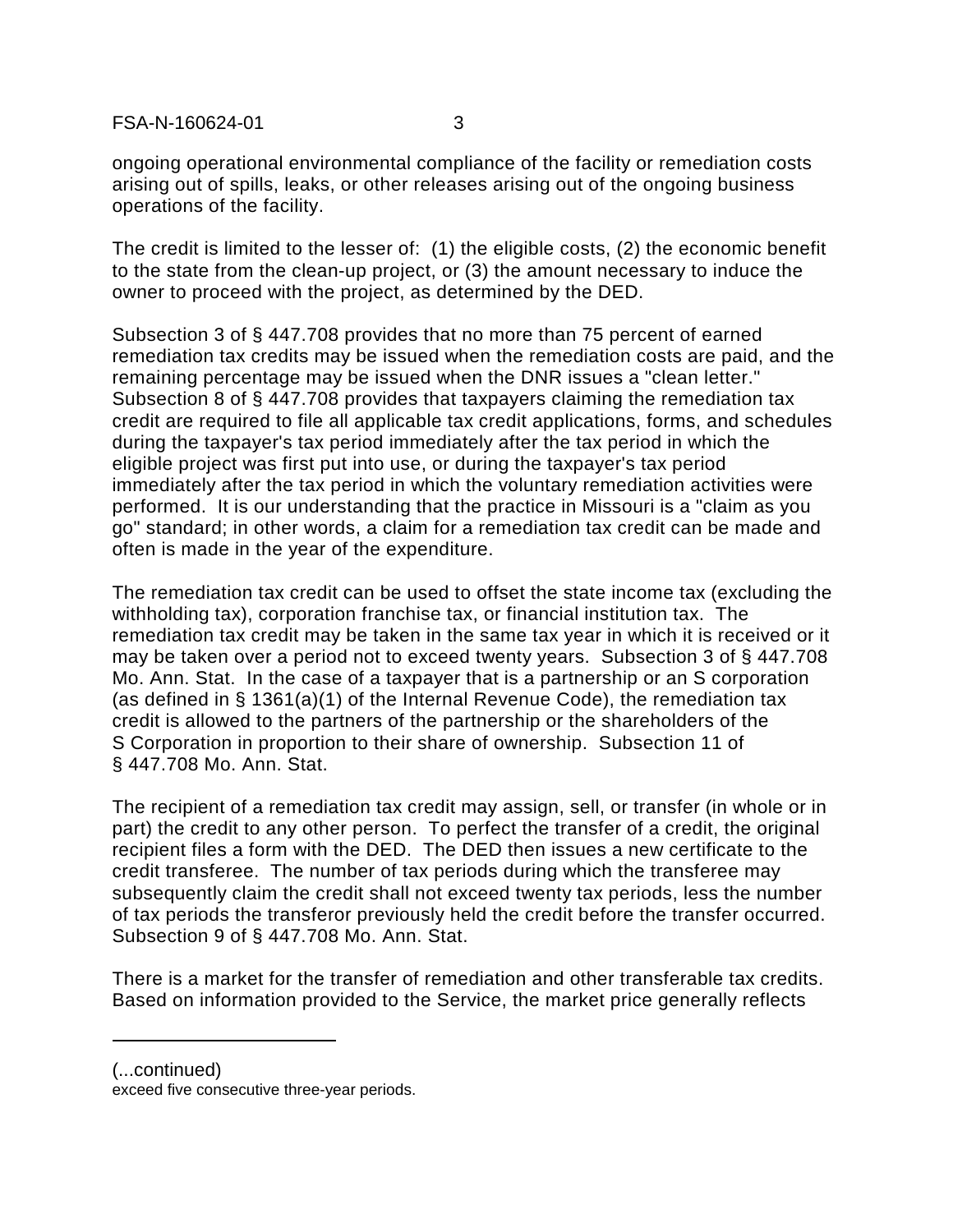ongoing operational environmental compliance of the facility or remediation costs arising out of spills, leaks, or other releases arising out of the ongoing business operations of the facility.

The credit is limited to the lesser of: (1) the eligible costs, (2) the economic benefit to the state from the clean-up project, or (3) the amount necessary to induce the owner to proceed with the project, as determined by the DED.

Subsection 3 of § 447.708 provides that no more than 75 percent of earned remediation tax credits may be issued when the remediation costs are paid, and the remaining percentage may be issued when the DNR issues a "clean letter." Subsection 8 of § 447.708 provides that taxpayers claiming the remediation tax credit are required to file all applicable tax credit applications, forms, and schedules during the taxpayer's tax period immediately after the tax period in which the eligible project was first put into use, or during the taxpayer's tax period immediately after the tax period in which the voluntary remediation activities were performed. It is our understanding that the practice in Missouri is a "claim as you go" standard; in other words, a claim for a remediation tax credit can be made and often is made in the year of the expenditure.

The remediation tax credit can be used to offset the state income tax (excluding the withholding tax), corporation franchise tax, or financial institution tax. The remediation tax credit may be taken in the same tax year in which it is received or it may be taken over a period not to exceed twenty years. Subsection 3 of § 447.708 Mo. Ann. Stat. In the case of a taxpayer that is a partnership or an S corporation (as defined in § 1361(a)(1) of the Internal Revenue Code), the remediation tax credit is allowed to the partners of the partnership or the shareholders of the S Corporation in proportion to their share of ownership. Subsection 11 of § 447.708 Mo. Ann. Stat.

The recipient of a remediation tax credit may assign, sell, or transfer (in whole or in part) the credit to any other person. To perfect the transfer of a credit, the original recipient files a form with the DED. The DED then issues a new certificate to the credit transferee. The number of tax periods during which the transferee may subsequently claim the credit shall not exceed twenty tax periods, less the number of tax periods the transferor previously held the credit before the transfer occurred. Subsection 9 of § 447.708 Mo. Ann. Stat.

There is a market for the transfer of remediation and other transferable tax credits. Based on information provided to the Service, the market price generally reflects

---

(...continued)
exceed five consecutive three-year periods.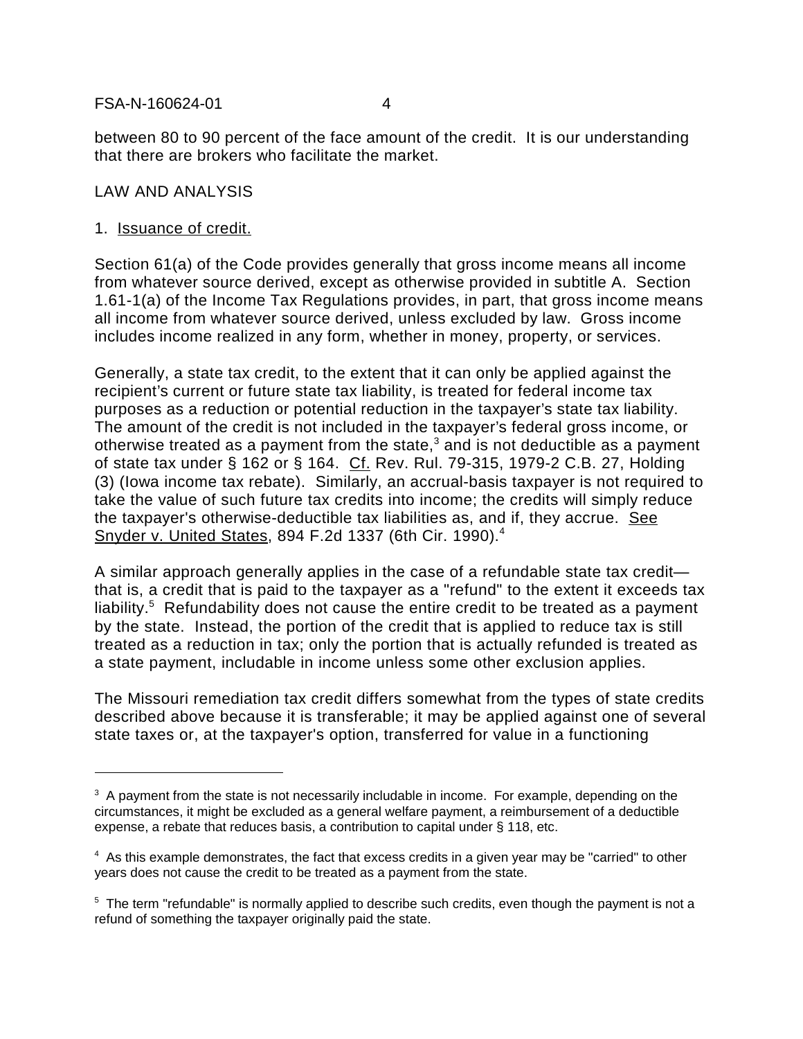between 80 to 90 percent of the face amount of the credit. It is our understanding that there are brokers who facilitate the market.

LAW AND ANALYSIS

1. Issuance of credit.

Section 61(a) of the Code provides generally that gross income means all income from whatever source derived, except as otherwise provided in subtitle A. Section 1.61-1(a) of the Income Tax Regulations provides, in part, that gross income means all income from whatever source derived, unless excluded by law. Gross income includes income realized in any form, whether in money, property, or services.

Generally, a state tax credit, to the extent that it can only be applied against the recipient's current or future state tax liability, is treated for federal income tax purposes as a reduction or potential reduction in the taxpayer's state tax liability. The amount of the credit is not included in the taxpayer's federal gross income, or otherwise treated as a payment from the state,[3] and is not deductible as a payment of state tax under § 162 or § 164. Cf. Rev. Rul. 79-315, 1979-2 C.B. 27, Holding (3) (Iowa income tax rebate). Similarly, an accrual-basis taxpayer is not required to take the value of such future tax credits into income; the credits will simply reduce the taxpayer's otherwise-deductible tax liabilities as, and if, they accrue. See Snyder v. United States, 894 F.2d 1337 (6th Cir. 1990).[4]

A similar approach generally applies in the case of a refundable state tax credit—that is, a credit that is paid to the taxpayer as a "refund" to the extent it exceeds tax liability.[5] Refundability does not cause the entire credit to be treated as a payment by the state. Instead, the portion of the credit that is applied to reduce tax is still treated as a reduction in tax; only the portion that is actually refunded is treated as a state payment, includable in income unless some other exclusion applies.

The Missouri remediation tax credit differs somewhat from the types of state credits described above because it is transferable; it may be applied against one of several state taxes or, at the taxpayer's option, transferred for value in a functioning

---

[3] A payment from the state is not necessarily includable in income. For example, depending on the circumstances, it might be excluded as a general welfare payment, a reimbursement of a deductible expense, a rebate that reduces basis, a contribution to capital under § 118, etc.

[4] As this example demonstrates, the fact that excess credits in a given year may be "carried" to other years does not cause the credit to be treated as a payment from the state.

[5] The term "refundable" is normally applied to describe such credits, even though the payment is not a refund of something the taxpayer originally paid the state.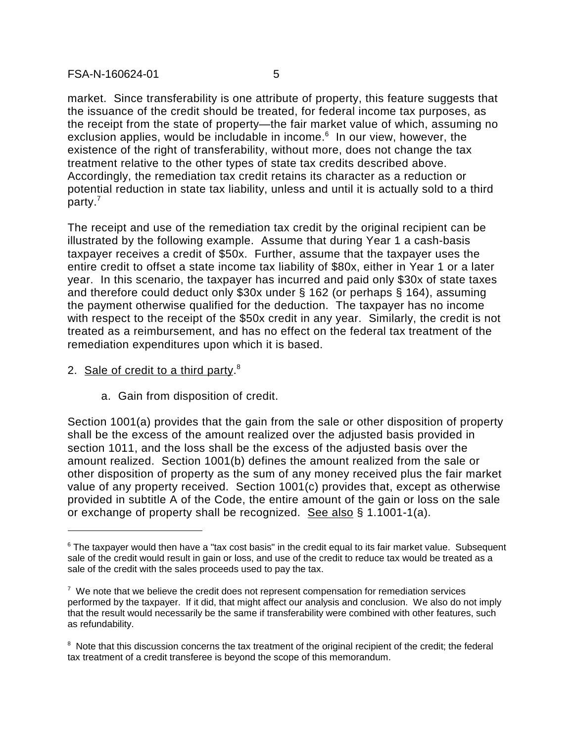market. Since transferability is one attribute of property, this feature suggests that the issuance of the credit should be treated, for federal income tax purposes, as the receipt from the state of property—the fair market value of which, assuming no exclusion applies, would be includable in income.[6] In our view, however, the existence of the right of transferability, without more, does not change the tax treatment relative to the other types of state tax credits described above. Accordingly, the remediation tax credit retains its character as a reduction or potential reduction in state tax liability, unless and until it is actually sold to a third party.[7]

The receipt and use of the remediation tax credit by the original recipient can be illustrated by the following example. Assume that during Year 1 a cash-basis taxpayer receives a credit of $50x. Further, assume that the taxpayer uses the entire credit to offset a state income tax liability of $80x, either in Year 1 or a later year. In this scenario, the taxpayer has incurred and paid only $30x of state taxes and therefore could deduct only $30x under § 162 (or perhaps § 164), assuming the payment otherwise qualified for the deduction. The taxpayer has no income with respect to the receipt of the $50x credit in any year. Similarly, the credit is not treated as a reimbursement, and has no effect on the federal tax treatment of the remediation expenditures upon which it is based.

2. <u>Sale of credit to a third party</u>.[8]

a. Gain from disposition of credit.

Section 1001(a) provides that the gain from the sale or other disposition of property shall be the excess of the amount realized over the adjusted basis provided in section 1011, and the loss shall be the excess of the adjusted basis over the amount realized. Section 1001(b) defines the amount realized from the sale or other disposition of property as the sum of any money received plus the fair market value of any property received. Section 1001(c) provides that, except as otherwise provided in subtitle A of the Code, the entire amount of the gain or loss on the sale or exchange of property shall be recognized. <u>See also</u> § 1.1001-1(a).

---

[6] The taxpayer would then have a "tax cost basis" in the credit equal to its fair market value. Subsequent sale of the credit would result in gain or loss, and use of the credit to reduce tax would be treated as a sale of the credit with the sales proceeds used to pay the tax.

[7] We note that we believe the credit does not represent compensation for remediation services performed by the taxpayer. If it did, that might affect our analysis and conclusion. We also do not imply that the result would necessarily be the same if transferability were combined with other features, such as refundability.

[8] Note that this discussion concerns the tax treatment of the original recipient of the credit; the federal tax treatment of a credit transferee is beyond the scope of this memorandum.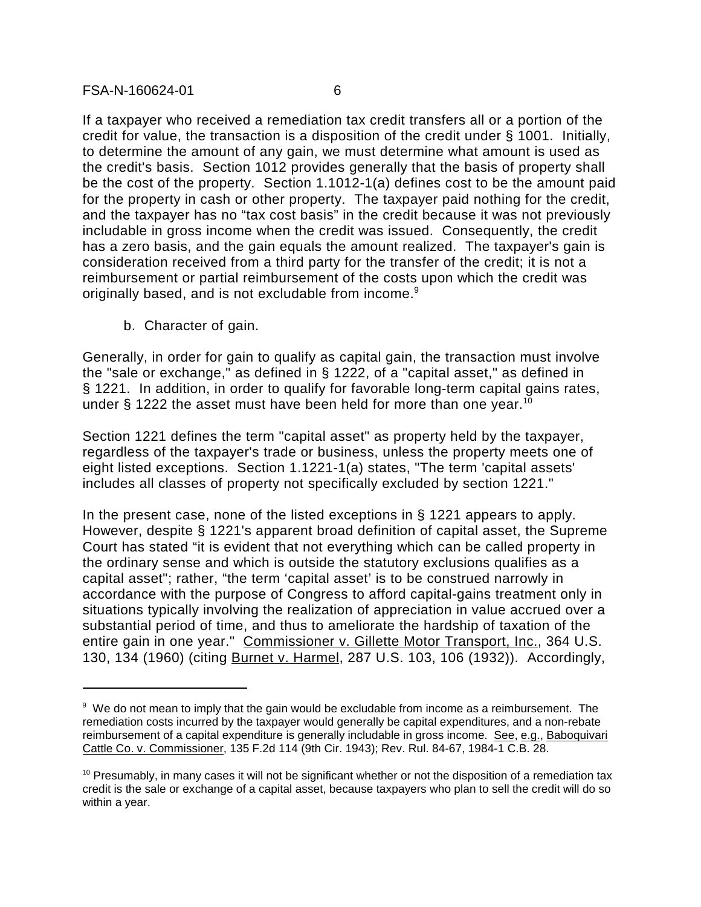If a taxpayer who received a remediation tax credit transfers all or a portion of the credit for value, the transaction is a disposition of the credit under § 1001. Initially, to determine the amount of any gain, we must determine what amount is used as the credit's basis. Section 1012 provides generally that the basis of property shall be the cost of the property. Section 1.1012-1(a) defines cost to be the amount paid for the property in cash or other property. The taxpayer paid nothing for the credit, and the taxpayer has no "tax cost basis" in the credit because it was not previously includable in gross income when the credit was issued. Consequently, the credit has a zero basis, and the gain equals the amount realized. The taxpayer's gain is consideration received from a third party for the transfer of the credit; it is not a reimbursement or partial reimbursement of the costs upon which the credit was originally based, and is not excludable from income.[9]

b. Character of gain.

Generally, in order for gain to qualify as capital gain, the transaction must involve the "sale or exchange," as defined in § 1222, of a "capital asset," as defined in § 1221. In addition, in order to qualify for favorable long-term capital gains rates, under § 1222 the asset must have been held for more than one year.[10]

Section 1221 defines the term "capital asset" as property held by the taxpayer, regardless of the taxpayer's trade or business, unless the property meets one of eight listed exceptions. Section 1.1221-1(a) states, "The term 'capital assets' includes all classes of property not specifically excluded by section 1221."

In the present case, none of the listed exceptions in § 1221 appears to apply. However, despite § 1221's apparent broad definition of capital asset, the Supreme Court has stated "it is evident that not everything which can be called property in the ordinary sense and which is outside the statutory exclusions qualifies as a capital asset"; rather, "the term 'capital asset' is to be construed narrowly in accordance with the purpose of Congress to afford capital-gains treatment only in situations typically involving the realization of appreciation in value accrued over a substantial period of time, and thus to ameliorate the hardship of taxation of the entire gain in one year." Commissioner v. Gillette Motor Transport, Inc., 364 U.S. 130, 134 (1960) (citing Burnet v. Harmel, 287 U.S. 103, 106 (1932)). Accordingly,

---

[9] We do not mean to imply that the gain would be excludable from income as a reimbursement. The remediation costs incurred by the taxpayer would generally be capital expenditures, and a non-rebate reimbursement of a capital expenditure is generally includable in gross income. See, e.g., Baboquivari Cattle Co. v. Commissioner, 135 F.2d 114 (9th Cir. 1943); Rev. Rul. 84-67, 1984-1 C.B. 28.

[10] Presumably, in many cases it will not be significant whether or not the disposition of a remediation tax credit is the sale or exchange of a capital asset, because taxpayers who plan to sell the credit will do so within a year.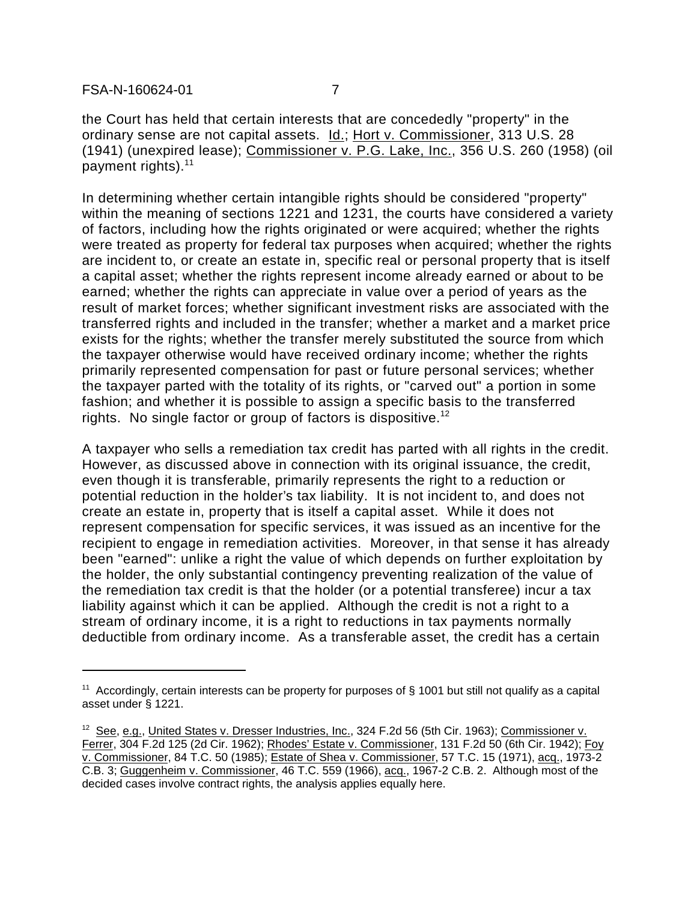the Court has held that certain interests that are concededly "property" in the ordinary sense are not capital assets. Id.; Hort v. Commissioner, 313 U.S. 28 (1941) (unexpired lease); Commissioner v. P.G. Lake, Inc., 356 U.S. 260 (1958) (oil payment rights).[11]

In determining whether certain intangible rights should be considered "property" within the meaning of sections 1221 and 1231, the courts have considered a variety of factors, including how the rights originated or were acquired; whether the rights were treated as property for federal tax purposes when acquired; whether the rights are incident to, or create an estate in, specific real or personal property that is itself a capital asset; whether the rights represent income already earned or about to be earned; whether the rights can appreciate in value over a period of years as the result of market forces; whether significant investment risks are associated with the transferred rights and included in the transfer; whether a market and a market price exists for the rights; whether the transfer merely substituted the source from which the taxpayer otherwise would have received ordinary income; whether the rights primarily represented compensation for past or future personal services; whether the taxpayer parted with the totality of its rights, or "carved out" a portion in some fashion; and whether it is possible to assign a specific basis to the transferred rights. No single factor or group of factors is dispositive.[12]

A taxpayer who sells a remediation tax credit has parted with all rights in the credit. However, as discussed above in connection with its original issuance, the credit, even though it is transferable, primarily represents the right to a reduction or potential reduction in the holder's tax liability. It is not incident to, and does not create an estate in, property that is itself a capital asset. While it does not represent compensation for specific services, it was issued as an incentive for the recipient to engage in remediation activities. Moreover, in that sense it has already been "earned": unlike a right the value of which depends on further exploitation by the holder, the only substantial contingency preventing realization of the value of the remediation tax credit is that the holder (or a potential transferee) incur a tax liability against which it can be applied. Although the credit is not a right to a stream of ordinary income, it is a right to reductions in tax payments normally deductible from ordinary income. As a transferable asset, the credit has a certain

---

[11] Accordingly, certain interests can be property for purposes of § 1001 but still not qualify as a capital asset under § 1221.

[12] See, e.g., United States v. Dresser Industries, Inc., 324 F.2d 56 (5th Cir. 1963); Commissioner v. Ferrer, 304 F.2d 125 (2d Cir. 1962); Rhodes' Estate v. Commissioner, 131 F.2d 50 (6th Cir. 1942); Foy v. Commissioner, 84 T.C. 50 (1985); Estate of Shea v. Commissioner, 57 T.C. 15 (1971), acq., 1973-2 C.B. 3; Guggenheim v. Commissioner, 46 T.C. 559 (1966), acq., 1967-2 C.B. 2. Although most of the decided cases involve contract rights, the analysis applies equally here.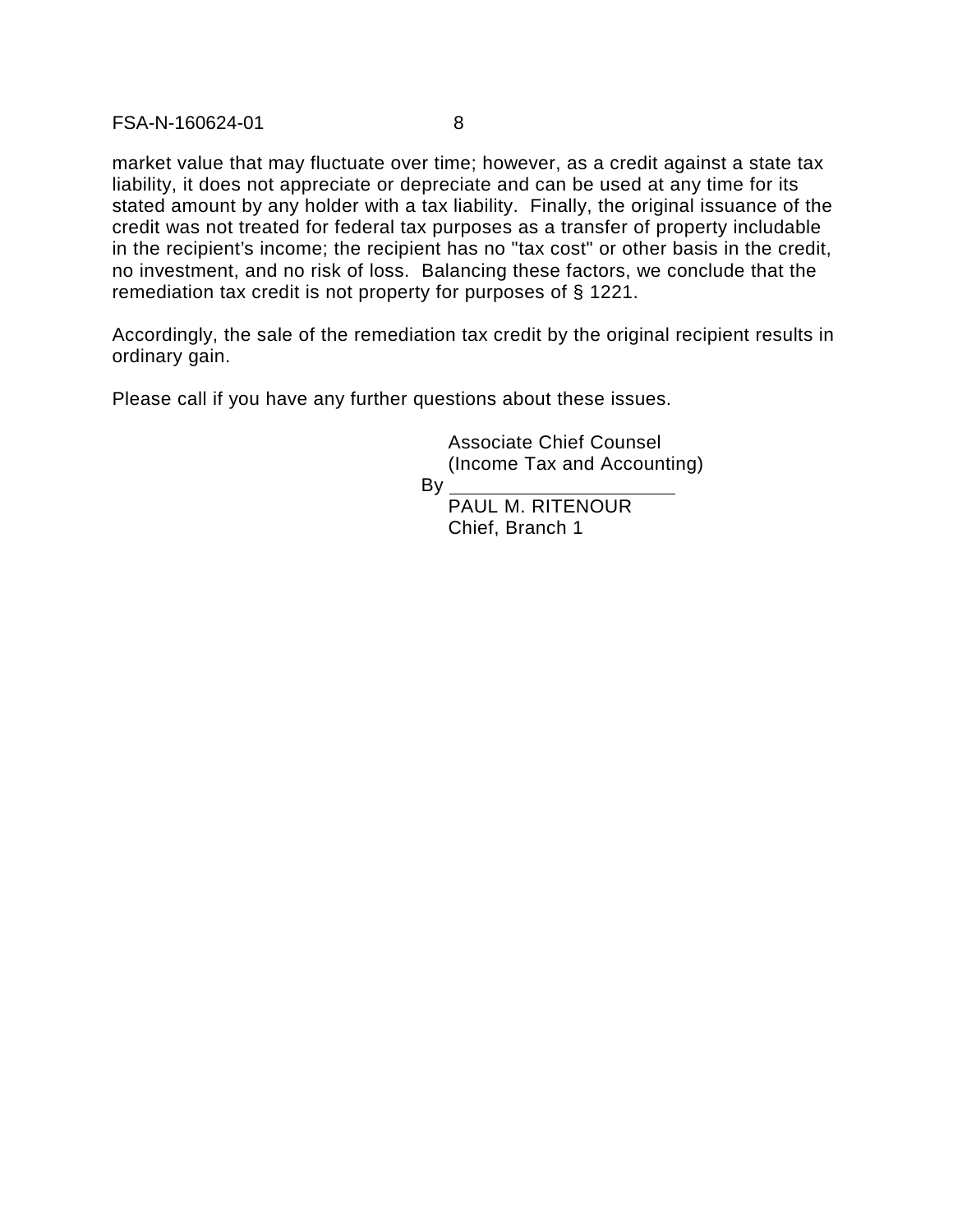market value that may fluctuate over time; however, as a credit against a state tax liability, it does not appreciate or depreciate and can be used at any time for its stated amount by any holder with a tax liability. Finally, the original issuance of the credit was not treated for federal tax purposes as a transfer of property includable in the recipient's income; the recipient has no "tax cost" or other basis in the credit, no investment, and no risk of loss. Balancing these factors, we conclude that the remediation tax credit is not property for purposes of § 1221.

Accordingly, the sale of the remediation tax credit by the original recipient results in ordinary gain.

Please call if you have any further questions about these issues.

Associate Chief Counsel
(Income Tax and Accounting)

By ____________________

PAUL M. RITENOUR
Chief, Branch 1